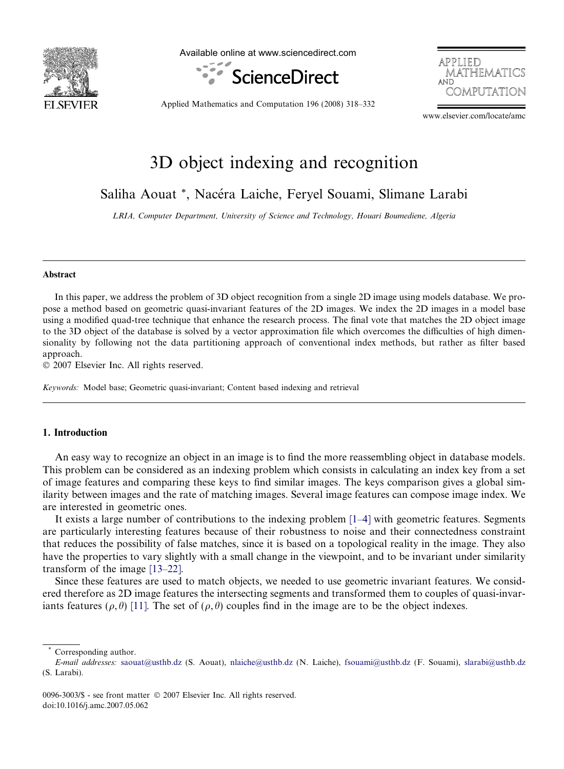# 3D object indexing and recognition

Saliha Aouat *, Nacéra Laiche, Feryel Souami, Slimane Larabi

*LRIA, Computer Department, University of Science and Technology, Houari Boumediene, Algeria*

## Abstract

In this paper, we address the problem of 3D object recognition from a single 2D image using models database. We propose a method based on geometric quasi-invariant features of the 2D images. We index the 2D images in a model base using a modified quad-tree technique that enhance the research process. The final vote that matches the 2D object image to the 3D object of the database is solved by a vector approximation file which overcomes the difficulties of high dimensionality by following not the data partitioning approach of conventional index methods, but rather as filter based approach.

© 2007 Elsevier Inc. All rights reserved.

*Keywords:* Model base; Geometric quasi-invariant; Content based indexing and retrieval

## 1. Introduction

An easy way to recognize an object in an image is to find the more reassembling object in database models. This problem can be considered as an indexing problem which consists in calculating an index key from a set of image features and comparing these keys to find similar images. The keys comparison gives a global similarity between images and the rate of matching images. Several image features can compose image index. We are interested in geometric ones.

It exists a large number of contributions to the indexing problem [1–4] with geometric features. Segments are particularly interesting features because of their robustness to noise and their connectedness constraint that reduces the possibility of false matches, since it is based on a topological reality in the image. They also have the properties to vary slightly with a small change in the viewpoint, and to be invariant under similarity transform of the image [13–22].

Since these features are used to match objects, we needed to use geometric invariant features. We considered therefore as 2D image features the intersecting segments and transformed them to couples of quasi-invariants features $(\rho, \theta)$ [11]. The set of $(\rho, \theta)$ couples find in the image are to be the object indexes.

* Corresponding author.

*E-mail addresses:* saouat@usthb.dz (S. Aouat), nlaiche@usthb.dz (N. Laiche), fsouami@usthb.dz (F. Souami), slarabi@usthb.dz (S. Larabi).

0096-3003/$ - see front matter © 2007 Elsevier Inc. All rights reserved.
doi:10.1016/j.amc.2007.05.062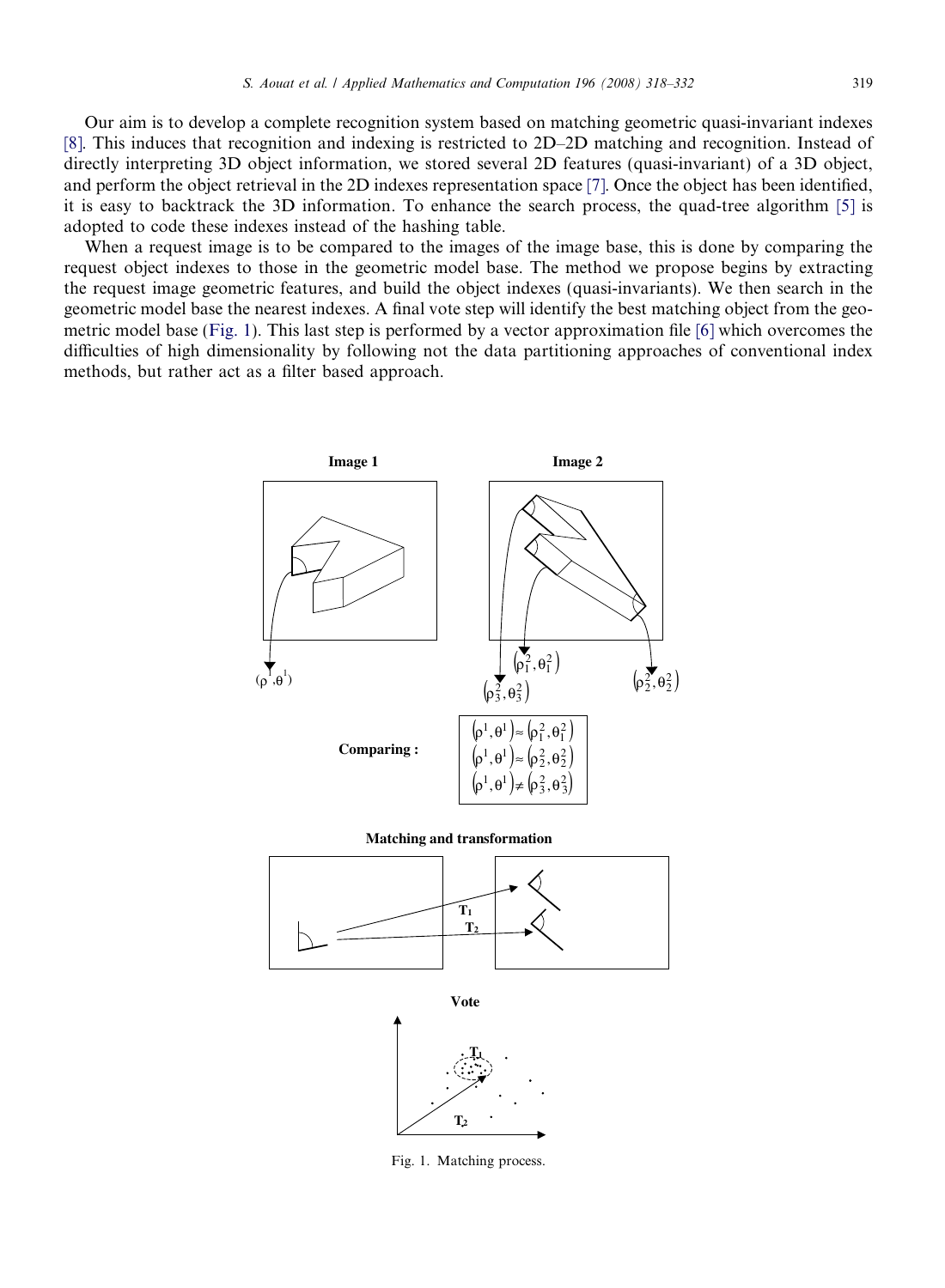Our aim is to develop a complete recognition system based on matching geometric quasi-invariant indexes [8]. This induces that recognition and indexing is restricted to 2D–2D matching and recognition. Instead of directly interpreting 3D object information, we stored several 2D features (quasi-invariant) of a 3D object, and perform the object retrieval in the 2D indexes representation space [7]. Once the object has been identified, it is easy to backtrack the 3D information. To enhance the search process, the quad-tree algorithm [5] is adopted to code these indexes instead of the hashing table.

When a request image is to be compared to the images of the image base, this is done by comparing the request object indexes to those in the geometric model base. The method we propose begins by extracting the request image geometric features, and build the object indexes (quasi-invariants). We then search in the geometric model base the nearest indexes. A final vote step will identify the best matching object from the geometric model base (Fig. 1). This last step is performed by a vector approximation file [6] which overcomes the difficulties of high dimensionality by following not the data partitioning approaches of conventional index methods, but rather act as a filter based approach.

**Image 1** **Image 2**

$(\rho^1,\theta^1)$ $(\rho^2_1,\theta^2_1)$ $(\rho^2_3,\theta^2_3)$ $(\rho^2_2,\theta^2_2)$

**Comparing :**

$$(\rho^1,\theta^1)\approx(\rho^2_1,\theta^2_1)$$
$$(\rho^1,\theta^1)\approx(\rho^2_2,\theta^2_2)$$
$$(\rho^1,\theta^1)\neq(\rho^2_3,\theta^2_3)$$

**Matching and transformation**

$T_1$ $T_2$

**Vote**

$T_1$ $T_2$

Fig. 1. Matching process.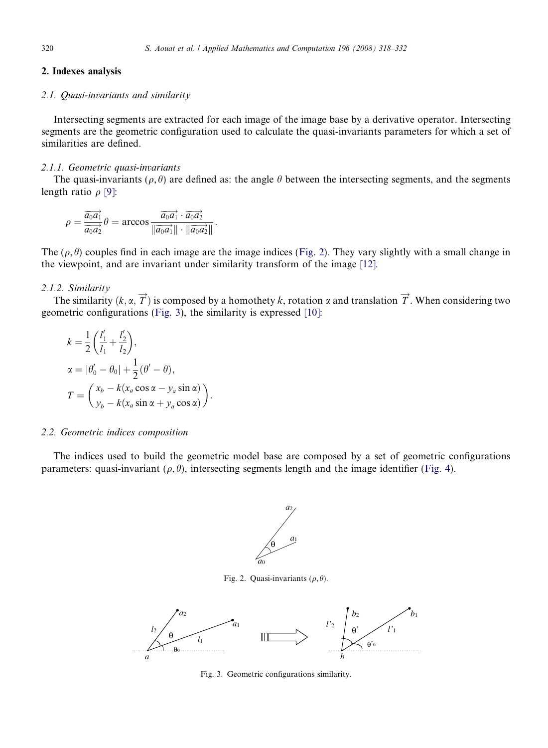## 2. Indexes analysis

### 2.1. Quasi-invariants and similarity

Intersecting segments are extracted for each image of the image base by a derivative operator. Intersecting segments are the geometric configuration used to calculate the quasi-invariants parameters for which a set of similarities are defined.

#### 2.1.1. Geometric quasi-invariants

The quasi-invariants $(\rho, \theta)$ are defined as: the angle $\theta$ between the intersecting segments, and the segments length ratio $\rho$ [9]:

$$\rho = \frac{\overrightarrow{a_0a_1}}{\overrightarrow{a_0a_2}} \theta = \arccos \frac{\overrightarrow{a_0a_1} \cdot \overrightarrow{a_0a_2}}{\|\overrightarrow{a_0a_1}\| \cdot \|\overrightarrow{a_0a_2}\|}.$$

The $(\rho, \theta)$ couples find in each image are the image indices (Fig. 2). They vary slightly with a small change in the viewpoint, and are invariant under similarity transform of the image [12].

#### 2.1.2. Similarity

The similarity $(k, \alpha, \overrightarrow{T})$ is composed by a homothety $k$, rotation $\alpha$ and translation $\overrightarrow{T}$. When considering two geometric configurations (Fig. 3), the similarity is expressed [10]:

$$k = \frac{1}{2}\left(\frac{l'_1}{l_1} + \frac{l'_2}{l_2}\right),$$

$$\alpha = |\theta'_0 - \theta_0| + \frac{1}{2}(\theta' - \theta),$$

$$T = \begin{pmatrix} x_b - k(x_a \cos\alpha - y_a \sin\alpha) \\ y_b - k(x_a \sin\alpha + y_a \cos\alpha) \end{pmatrix}.$$

### 2.2. Geometric indices composition

The indices used to build the geometric model base are composed by a set of geometric configurations parameters: quasi-invariant $(\rho, \theta)$, intersecting segments length and the image identifier (Fig. 4).

Fig. 2. Quasi-invariants $(\rho, \theta)$.

Fig. 3. Geometric configurations similarity.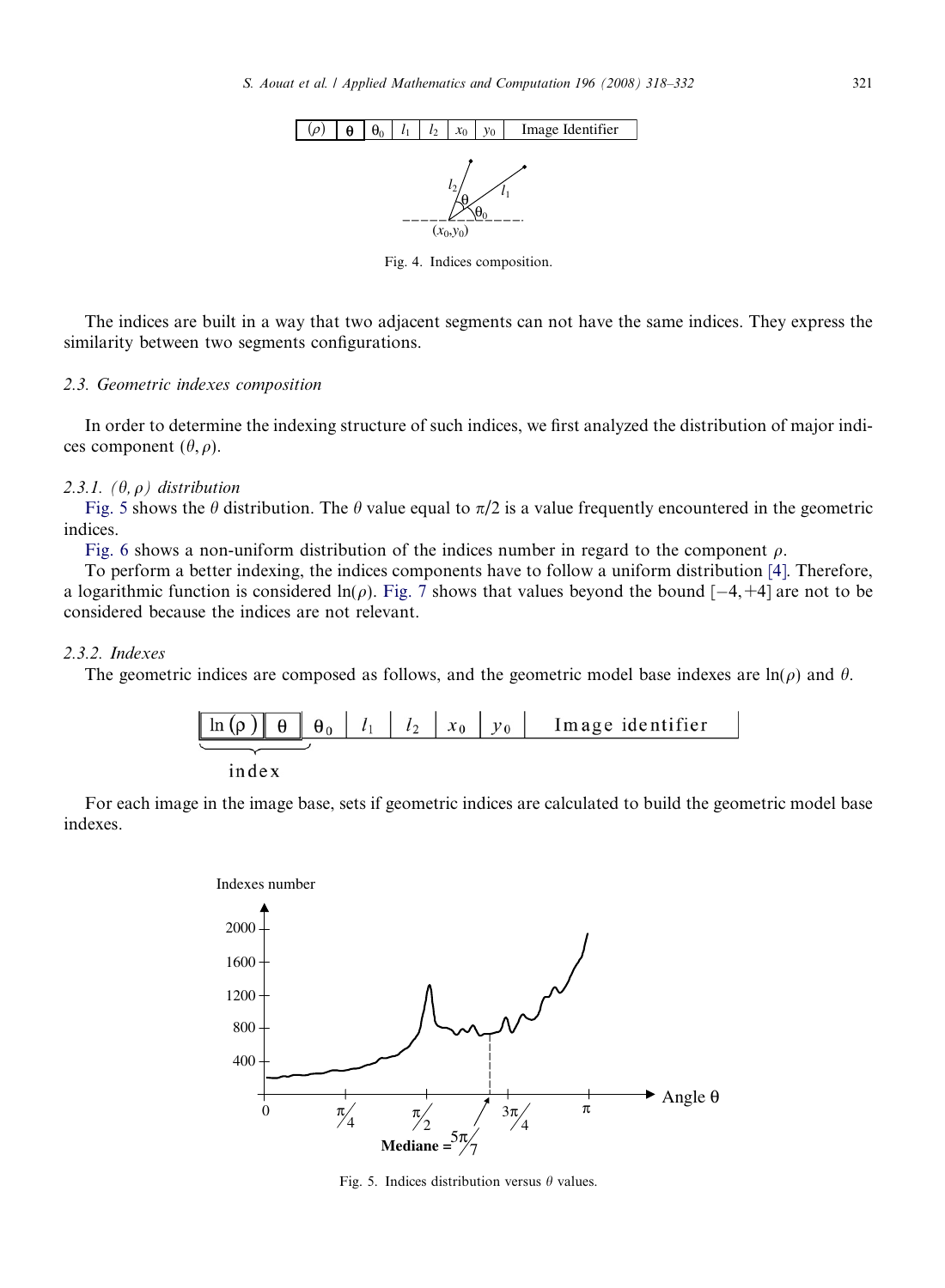| $(\rho)$ | $\theta$ | $\theta_0$ | $l_1$ | $l_2$ | $x_0$ | $y_0$ | Image Identifier |
|---|---|---|---|---|---|---|---|

Fig. 4. Indices composition.

The indices are built in a way that two adjacent segments can not have the same indices. They express the similarity between two segments configurations.

### 2.3. Geometric indexes composition

In order to determine the indexing structure of such indices, we first analyzed the distribution of major indices component $(\theta, \rho)$.

#### 2.3.1. $(\theta, \rho)$ distribution

Fig. 5 shows the $\theta$ distribution. The $\theta$ value equal to $\pi/2$ is a value frequently encountered in the geometric indices.

Fig. 6 shows a non-uniform distribution of the indices number in regard to the component $\rho$.

To perform a better indexing, the indices components have to follow a uniform distribution [4]. Therefore, a logarithmic function is considered $\ln(\rho)$. Fig. 7 shows that values beyond the bound $[-4, +4]$ are not to be considered because the indices are not relevant.

#### 2.3.2. Indexes

The geometric indices are composed as follows, and the geometric model base indexes are $\ln(\rho)$ and $\theta$.

| $\ln(\rho)$ | $\theta$ | $\theta_0$ | $l_1$ | $l_2$ | $x_0$ | $y_0$ | Image identifier |
|---|---|---|---|---|---|---|---|

index

For each image in the image base, sets if geometric indices are calculated to build the geometric model base indexes.

Fig. 5. Indices distribution versus $\theta$ values.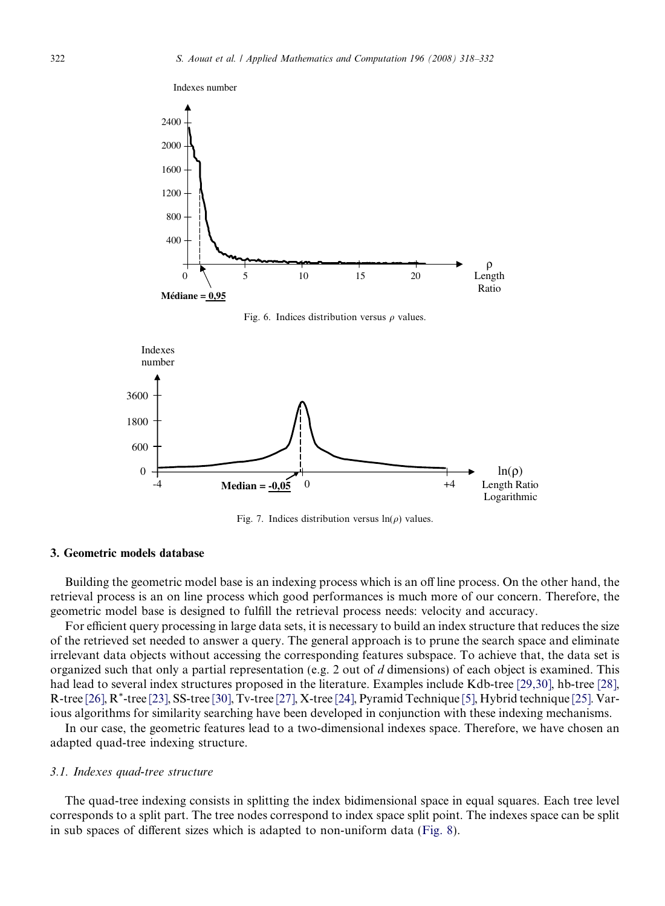Fig. 6. Indices distribution versus $\rho$ values.

Fig. 7. Indices distribution versus $\ln(\rho)$ values.

## 3. Geometric models database

Building the geometric model base is an indexing process which is an off line process. On the other hand, the retrieval process is an on line process which good performances is much more of our concern. Therefore, the geometric model base is designed to fulfill the retrieval process needs: velocity and accuracy.

For efficient query processing in large data sets, it is necessary to build an index structure that reduces the size of the retrieved set needed to answer a query. The general approach is to prune the search space and eliminate irrelevant data objects without accessing the corresponding features subspace. To achieve that, the data set is organized such that only a partial representation (e.g. 2 out of *d* dimensions) of each object is examined. This had lead to several index structures proposed in the literature. Examples include Kdb-tree [29,30], hb-tree [28], R-tree [26], R*-tree [23], SS-tree [30], Tv-tree [27], X-tree [24], Pyramid Technique [5], Hybrid technique [25]. Various algorithms for similarity searching have been developed in conjunction with these indexing mechanisms.

In our case, the geometric features lead to a two-dimensional indexes space. Therefore, we have chosen an adapted quad-tree indexing structure.

### *3.1. Indexes quad-tree structure*

The quad-tree indexing consists in splitting the index bidimensional space in equal squares. Each tree level corresponds to a split part. The tree nodes correspond to index space split point. The indexes space can be split in sub spaces of different sizes which is adapted to non-uniform data (Fig. 8).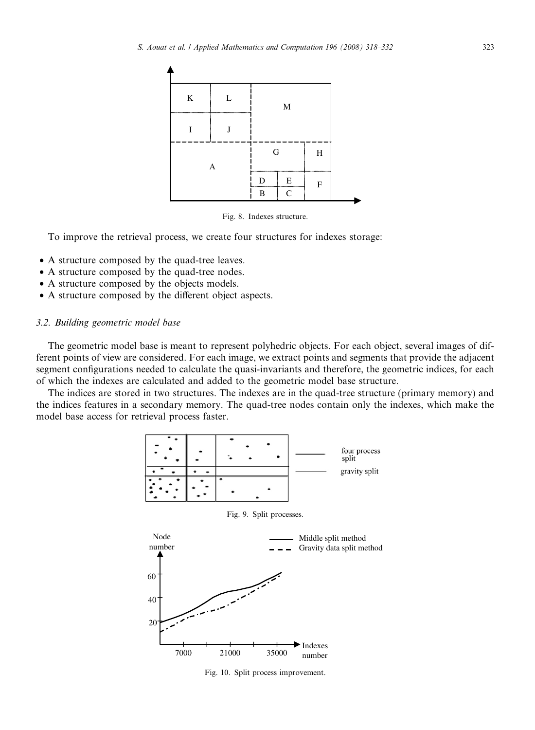Fig. 8. Indexes structure.

To improve the retrieval process, we create four structures for indexes storage:

- A structure composed by the quad-tree leaves.
- A structure composed by the quad-tree nodes.
- A structure composed by the objects models.
- A structure composed by the different object aspects.

### 3.2. Building geometric model base

The geometric model base is meant to represent polyhedric objects. For each object, several images of different points of view are considered. For each image, we extract points and segments that provide the adjacent segment configurations needed to calculate the quasi-invariants and therefore, the geometric indices, for each of which the indexes are calculated and added to the geometric model base structure.

The indices are stored in two structures. The indexes are in the quad-tree structure (primary memory) and the indices features in a secondary memory. The quad-tree nodes contain only the indexes, which make the model base access for retrieval process faster.

Fig. 9. Split processes.

Fig. 10. Split process improvement.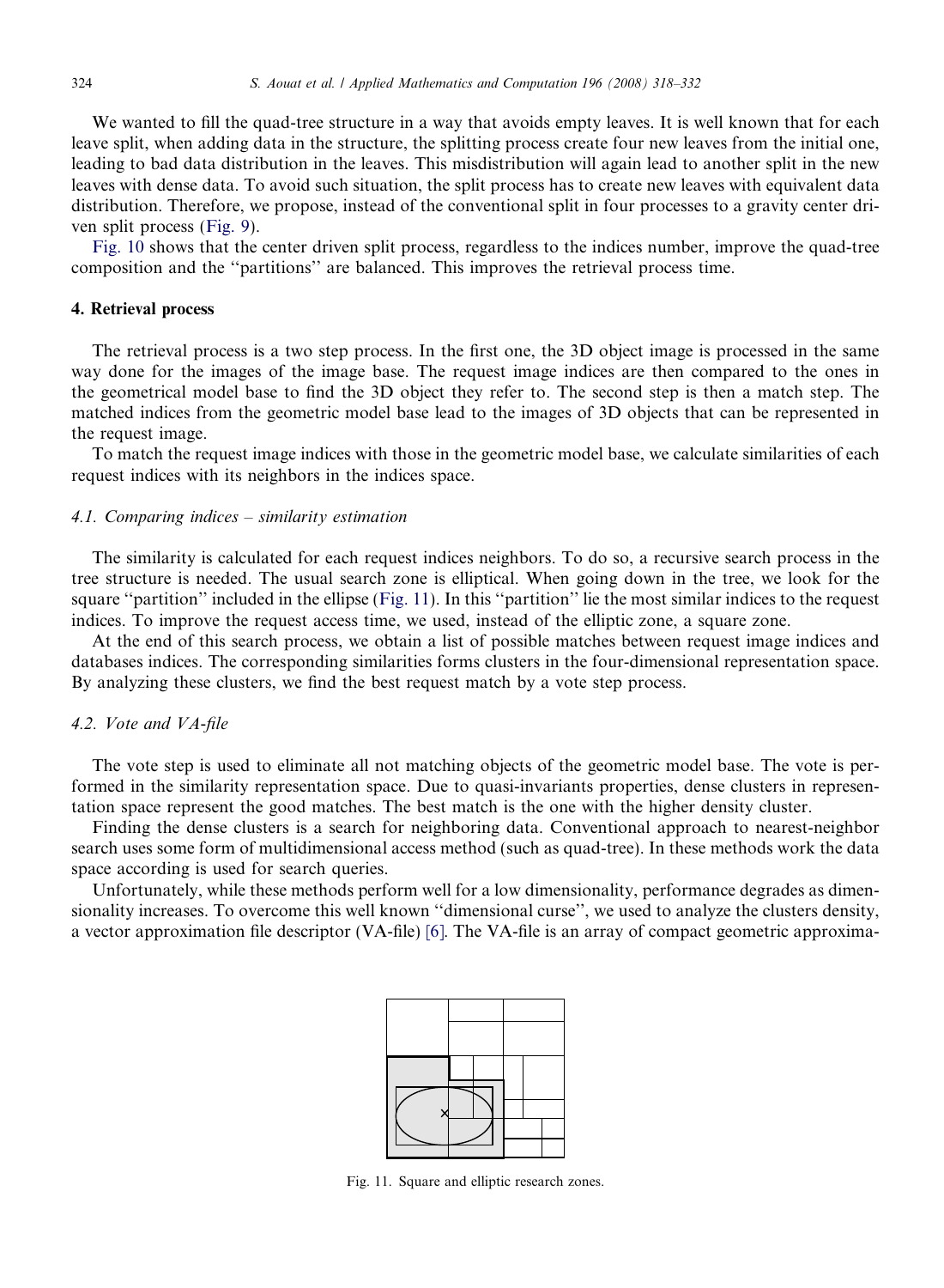We wanted to fill the quad-tree structure in a way that avoids empty leaves. It is well known that for each leave split, when adding data in the structure, the splitting process create four new leaves from the initial one, leading to bad data distribution in the leaves. This misdistribution will again lead to another split in the new leaves with dense data. To avoid such situation, the split process has to create new leaves with equivalent data distribution. Therefore, we propose, instead of the conventional split in four processes to a gravity center driven split process (Fig. 9).

Fig. 10 shows that the center driven split process, regardless to the indices number, improve the quad-tree composition and the ''partitions'' are balanced. This improves the retrieval process time.

## 4. Retrieval process

The retrieval process is a two step process. In the first one, the 3D object image is processed in the same way done for the images of the image base. The request image indices are then compared to the ones in the geometrical model base to find the 3D object they refer to. The second step is then a match step. The matched indices from the geometric model base lead to the images of 3D objects that can be represented in the request image.

To match the request image indices with those in the geometric model base, we calculate similarities of each request indices with its neighbors in the indices space.

### *4.1. Comparing indices – similarity estimation*

The similarity is calculated for each request indices neighbors. To do so, a recursive search process in the tree structure is needed. The usual search zone is elliptical. When going down in the tree, we look for the square ''partition'' included in the ellipse (Fig. 11). In this ''partition'' lie the most similar indices to the request indices. To improve the request access time, we used, instead of the elliptic zone, a square zone.

At the end of this search process, we obtain a list of possible matches between request image indices and databases indices. The corresponding similarities forms clusters in the four-dimensional representation space. By analyzing these clusters, we find the best request match by a vote step process.

### *4.2. Vote and VA-file*

The vote step is used to eliminate all not matching objects of the geometric model base. The vote is performed in the similarity representation space. Due to quasi-invariants properties, dense clusters in representation space represent the good matches. The best match is the one with the higher density cluster.

Finding the dense clusters is a search for neighboring data. Conventional approach to nearest-neighbor search uses some form of multidimensional access method (such as quad-tree). In these methods work the data space according is used for search queries.

Unfortunately, while these methods perform well for a low dimensionality, performance degrades as dimensionality increases. To overcome this well known ''dimensional curse'', we used to analyze the clusters density, a vector approximation file descriptor (VA-file) [6]. The VA-file is an array of compact geometric approxima-

Fig. 11. Square and elliptic research zones.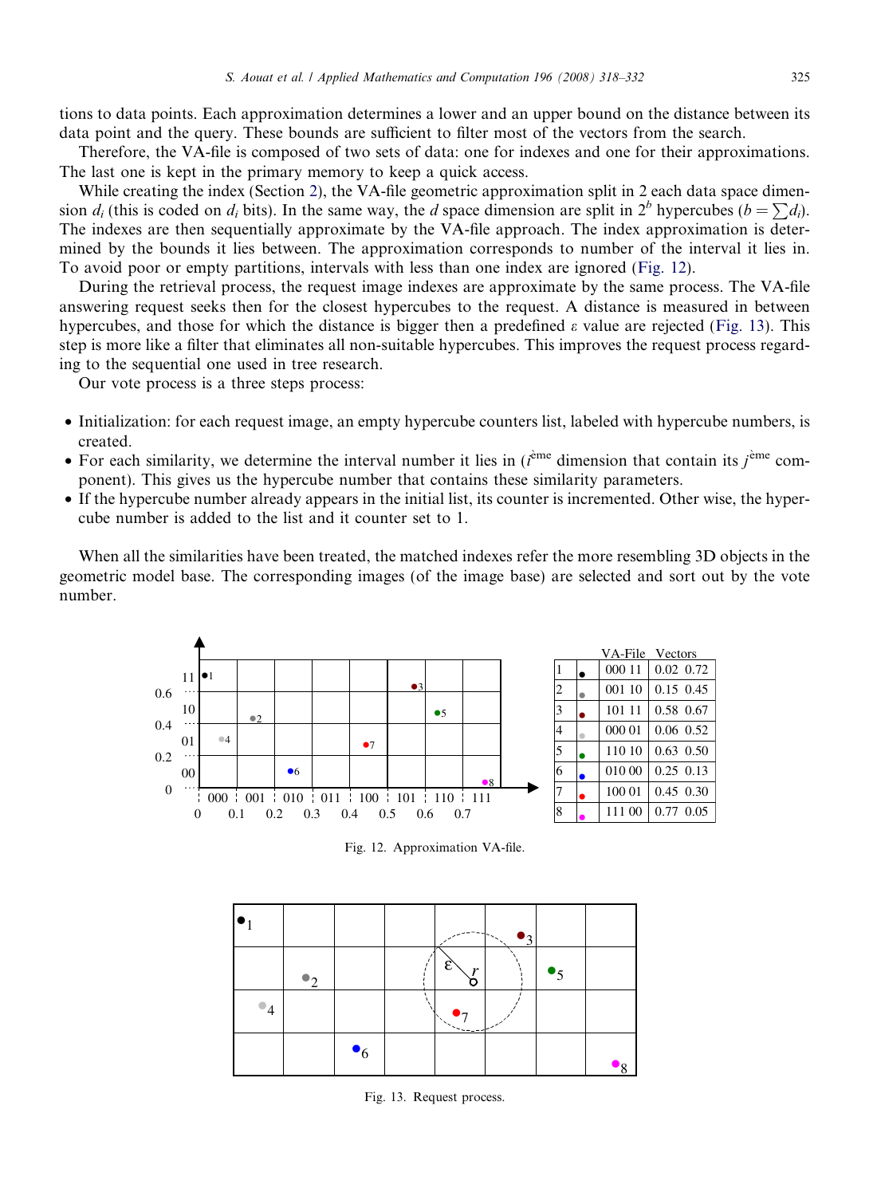tions to data points. Each approximation determines a lower and an upper bound on the distance between its data point and the query. These bounds are sufficient to filter most of the vectors from the search.

Therefore, the VA-file is composed of two sets of data: one for indexes and one for their approximations. The last one is kept in the primary memory to keep a quick access.

While creating the index (Section 2), the VA-file geometric approximation split in 2 each data space dimension $d_i$ (this is coded on $d_i$ bits). In the same way, the $d$ space dimension are split in $2^b$ hypercubes ($b = \sum d_i$). The indexes are then sequentially approximate by the VA-file approach. The index approximation is determined by the bounds it lies between. The approximation corresponds to number of the interval it lies in. To avoid poor or empty partitions, intervals with less than one index are ignored (Fig. 12).

During the retrieval process, the request image indexes are approximate by the same process. The VA-file answering request seeks then for the closest hypercubes to the request. A distance is measured in between hypercubes, and those for which the distance is bigger then a predefined $\varepsilon$ value are rejected (Fig. 13). This step is more like a filter that eliminates all non-suitable hypercubes. This improves the request process regarding to the sequential one used in tree research.

Our vote process is a three steps process:

- Initialization: for each request image, an empty hypercube counters list, labeled with hypercube numbers, is created.
- For each similarity, we determine the interval number it lies in ($i^{\text{ème}}$ dimension that contain its $j^{\text{ème}}$ component). This gives us the hypercube number that contains these similarity parameters.
- If the hypercube number already appears in the initial list, its counter is incremented. Other wise, the hypercube number is added to the list and it counter set to 1.

When all the similarities have been treated, the matched indexes refer the more resembling 3D objects in the geometric model base. The corresponding images (of the image base) are selected and sort out by the vote number.

| | | VA-File | Vectors |
|---|---|---|---|
| 1 | ● | 000 11 | 0.02 0.72 |
| 2 | ● | 001 10 | 0.15 0.45 |
| 3 | ● | 101 11 | 0.58 0.67 |
| 4 | ● | 000 01 | 0.06 0.52 |
| 5 | ● | 110 10 | 0.63 0.50 |
| 6 | ● | 010 00 | 0.25 0.13 |
| 7 | ● | 100 01 | 0.45 0.30 |
| 8 | ● | 111 00 | 0.77 0.05 |

Fig. 12. Approximation VA-file.

Fig. 13. Request process.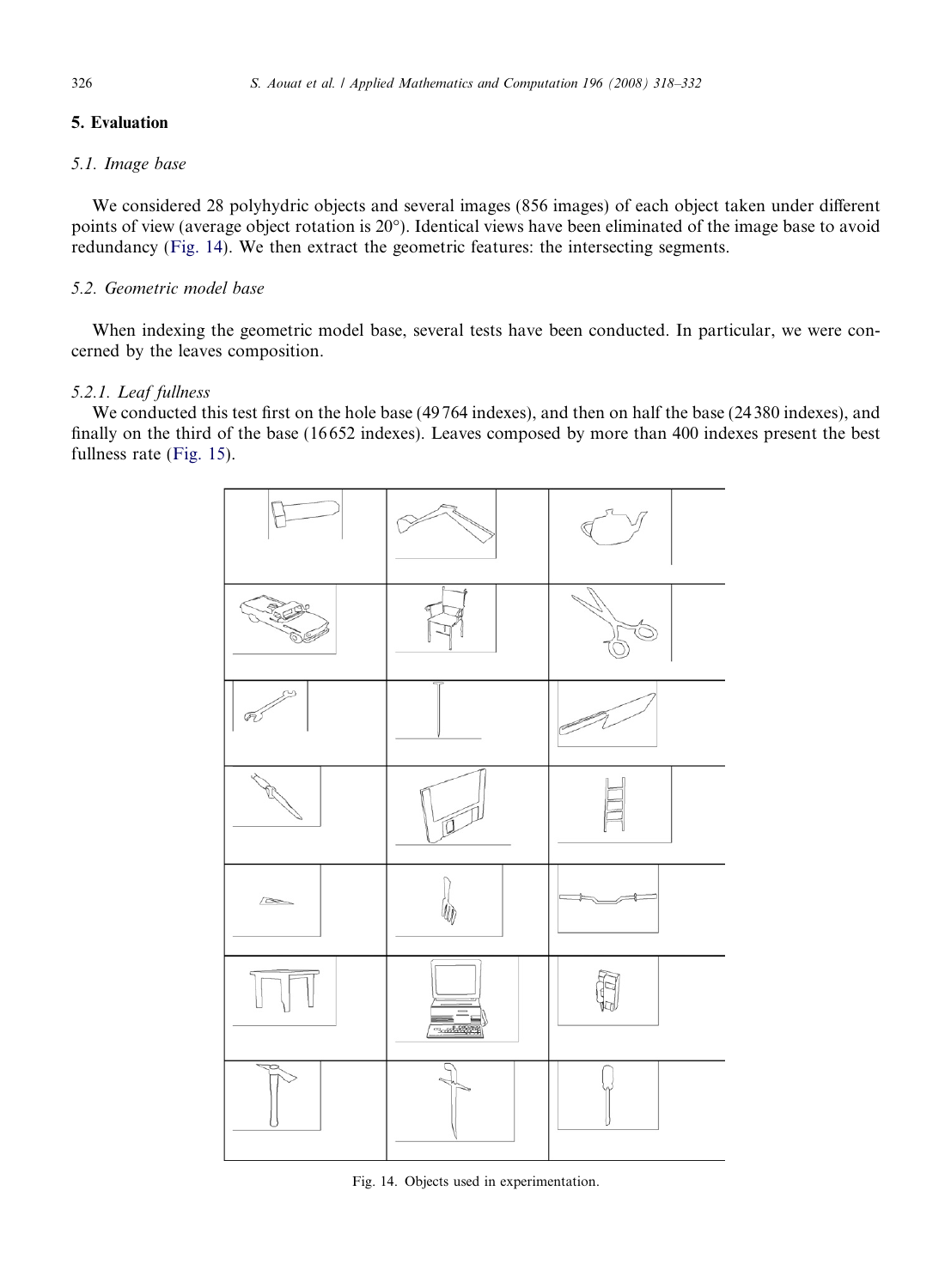## 5. Evaluation

### 5.1. Image base

We considered 28 polyhydric objects and several images (856 images) of each object taken under different points of view (average object rotation is 20°). Identical views have been eliminated of the image base to avoid redundancy (Fig. 14). We then extract the geometric features: the intersecting segments.

### 5.2. Geometric model base

When indexing the geometric model base, several tests have been conducted. In particular, we were concerned by the leaves composition.

#### 5.2.1. Leaf fullness

We conducted this test first on the hole base (49 764 indexes), and then on half the base (24 380 indexes), and finally on the third of the base (16 652 indexes). Leaves composed by more than 400 indexes present the best fullness rate (Fig. 15).

Fig. 14. Objects used in experimentation.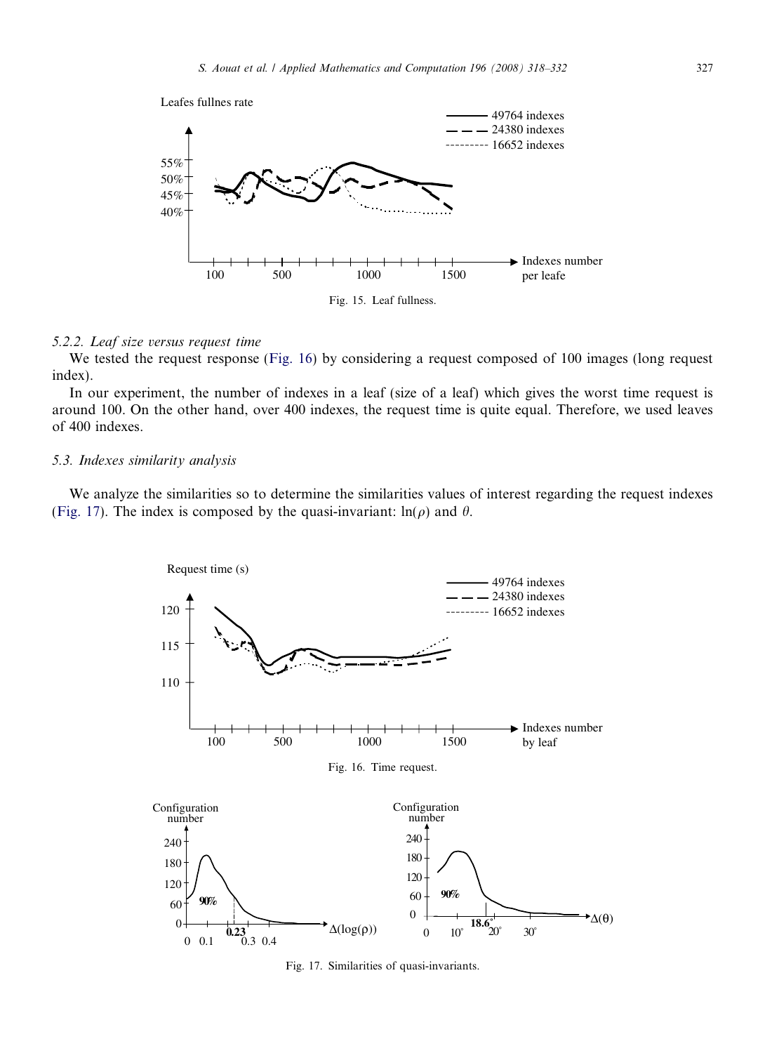Fig. 15. Leaf fullness.

### 5.2.2. Leaf size versus request time

We tested the request response (Fig. 16) by considering a request composed of 100 images (long request index).

In our experiment, the number of indexes in a leaf (size of a leaf) which gives the worst time request is around 100. On the other hand, over 400 indexes, the request time is quite equal. Therefore, we used leaves of 400 indexes.

## 5.3. Indexes similarity analysis

We analyze the similarities so to determine the similarities values of interest regarding the request indexes (Fig. 17). The index is composed by the quasi-invariant: $\ln(\rho)$ and $\theta$.

Fig. 16. Time request.

Fig. 17. Similarities of quasi-invariants.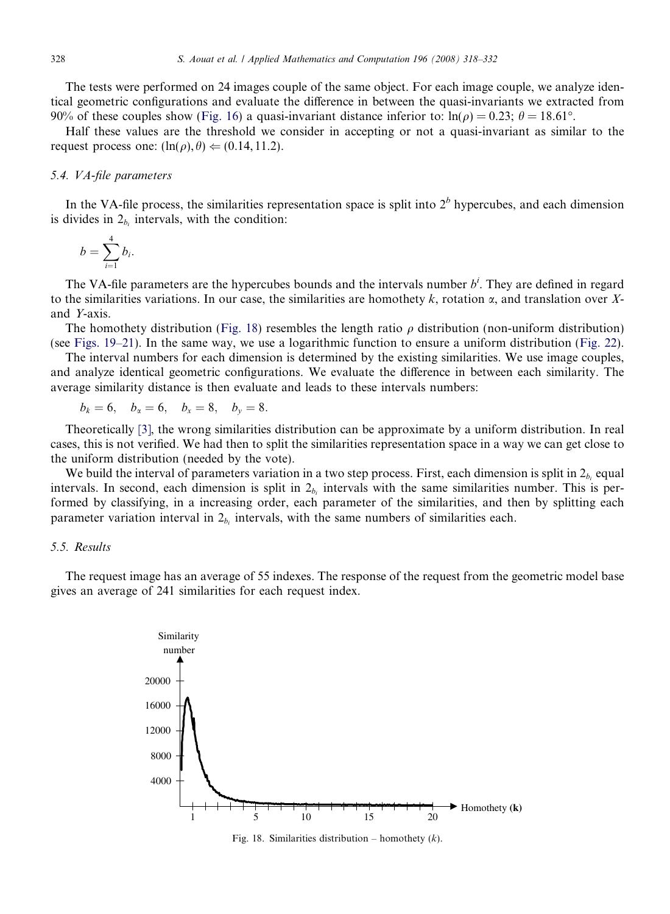The tests were performed on 24 images couple of the same object. For each image couple, we analyze identical geometric configurations and evaluate the difference in between the quasi-invariants we extracted from 90% of these couples show (Fig. 16) a quasi-invariant distance inferior to: $\ln(\rho) = 0.23$; $\theta = 18.61°$.

Half these values are the threshold we consider in accepting or not a quasi-invariant as similar to the request process one: $(\ln(\rho), \theta) \Leftarrow (0.14, 11.2)$.

### 5.4. VA-file parameters

In the VA-file process, the similarities representation space is split into $2^b$ hypercubes, and each dimension is divides in $2_{b_i}$ intervals, with the condition:

$$b = \sum_{i=1}^{4} b_i.$$

The VA-file parameters are the hypercubes bounds and the intervals number $b^i$. They are defined in regard to the similarities variations. In our case, the similarities are homothety $k$, rotation $\alpha$, and translation over $X$- and $Y$-axis.

The homothety distribution (Fig. 18) resembles the length ratio $\rho$ distribution (non-uniform distribution) (see Figs. 19–21). In the same way, we use a logarithmic function to ensure a uniform distribution (Fig. 22).

The interval numbers for each dimension is determined by the existing similarities. We use image couples, and analyze identical geometric configurations. We evaluate the difference in between each similarity. The average similarity distance is then evaluate and leads to these intervals numbers:

$$b_k = 6, \quad b_\alpha = 6, \quad b_x = 8, \quad b_y = 8.$$

Theoretically [3], the wrong similarities distribution can be approximate by a uniform distribution. In real cases, this is not verified. We had then to split the similarities representation space in a way we can get close to the uniform distribution (needed by the vote).

We build the interval of parameters variation in a two step process. First, each dimension is split in $2_{b_i}$ equal intervals. In second, each dimension is split in $2_{b_i}$ intervals with the same similarities number. This is performed by classifying, in a increasing order, each parameter of the similarities, and then by splitting each parameter variation interval in $2_{b_i}$ intervals, with the same numbers of similarities each.

### 5.5. Results

The request image has an average of 55 indexes. The response of the request from the geometric model base gives an average of 241 similarities for each request index.

Fig. 18. Similarities distribution – homothety ($k$).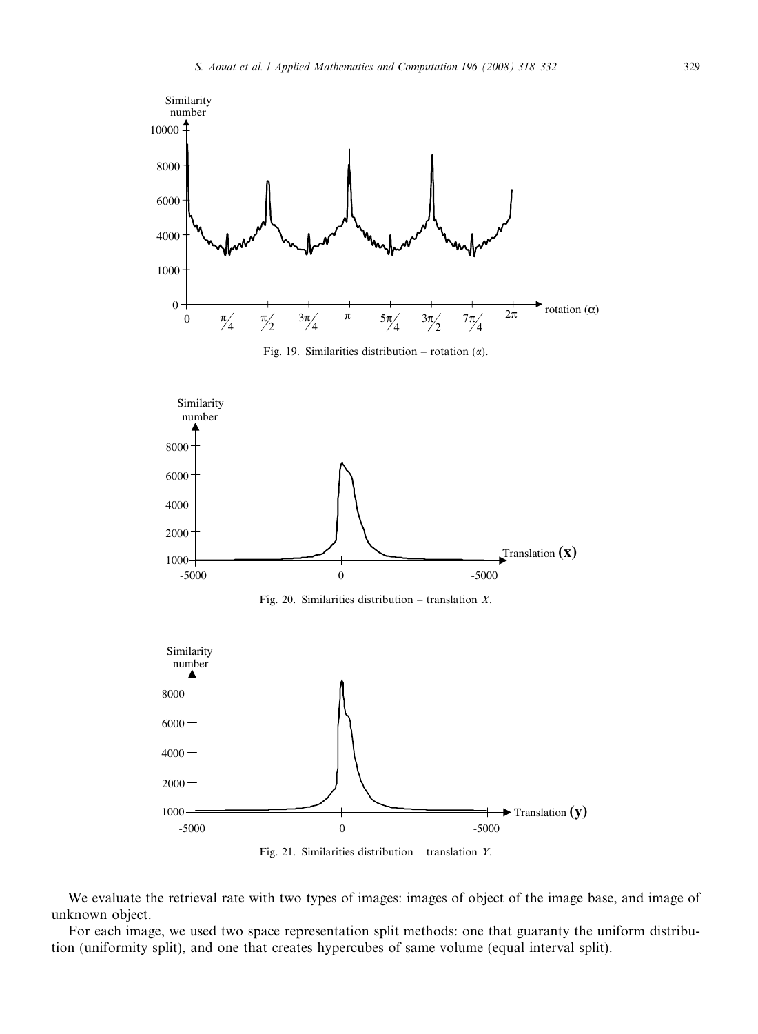Fig. 19. Similarities distribution – rotation ($\alpha$).

Fig. 20. Similarities distribution – translation $X$.

Fig. 21. Similarities distribution – translation $Y$.

We evaluate the retrieval rate with two types of images: images of object of the image base, and image of unknown object.

For each image, we used two space representation split methods: one that guaranty the uniform distribution (uniformity split), and one that creates hypercubes of same volume (equal interval split).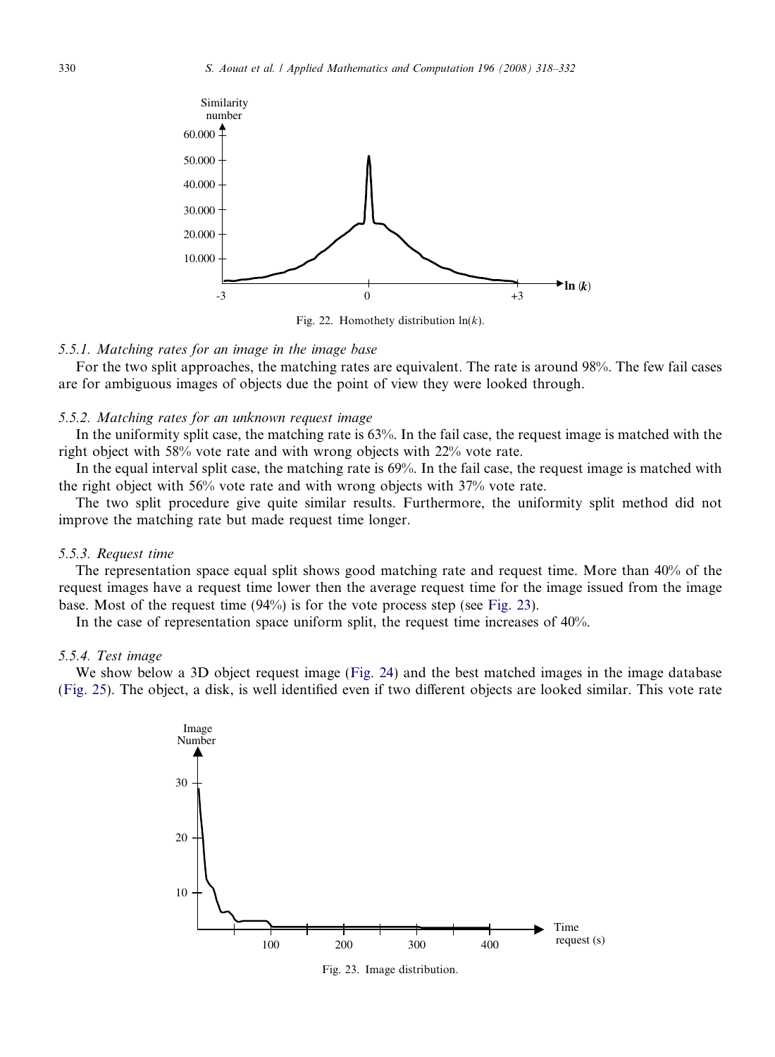Fig. 22. Homothety distribution $\ln(k)$.

### 5.5.1. Matching rates for an image in the image base

For the two split approaches, the matching rates are equivalent. The rate is around 98%. The few fail cases are for ambiguous images of objects due the point of view they were looked through.

### 5.5.2. Matching rates for an unknown request image

In the uniformity split case, the matching rate is 63%. In the fail case, the request image is matched with the right object with 58% vote rate and with wrong objects with 22% vote rate.

In the equal interval split case, the matching rate is 69%. In the fail case, the request image is matched with the right object with 56% vote rate and with wrong objects with 37% vote rate.

The two split procedure give quite similar results. Furthermore, the uniformity split method did not improve the matching rate but made request time longer.

### 5.5.3. Request time

The representation space equal split shows good matching rate and request time. More than 40% of the request images have a request time lower then the average request time for the image issued from the image base. Most of the request time (94%) is for the vote process step (see Fig. 23).

In the case of representation space uniform split, the request time increases of 40%.

### 5.5.4. Test image

We show below a 3D object request image (Fig. 24) and the best matched images in the image database (Fig. 25). The object, a disk, is well identified even if two different objects are looked similar. This vote rate

Fig. 23. Image distribution.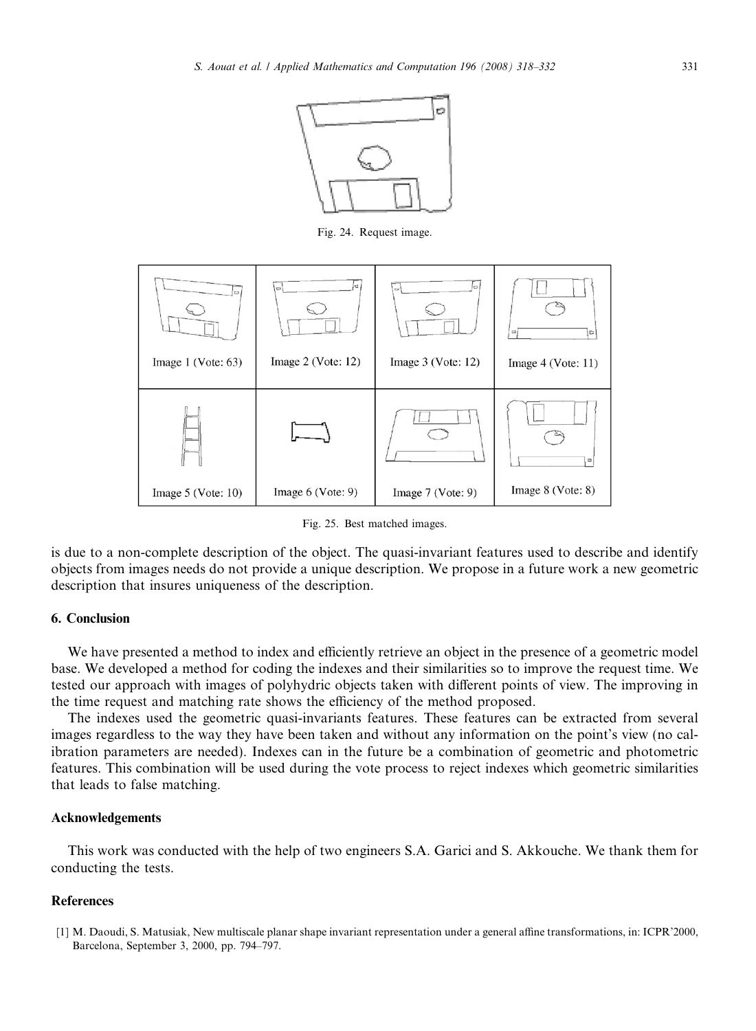Fig. 24. Request image.

| Image 1 (Vote: 63) | Image 2 (Vote: 12) | Image 3 (Vote: 12) | Image 4 (Vote: 11) |
| --- | --- | --- | --- |
| Image 5 (Vote: 10) | Image 6 (Vote: 9) | Image 7 (Vote: 9) | Image 8 (Vote: 8) |

Fig. 25. Best matched images.

is due to a non-complete description of the object. The quasi-invariant features used to describe and identify objects from images needs do not provide a unique description. We propose in a future work a new geometric description that insures uniqueness of the description.

## 6. Conclusion

We have presented a method to index and efficiently retrieve an object in the presence of a geometric model base. We developed a method for coding the indexes and their similarities so to improve the request time. We tested our approach with images of polyhydric objects taken with different points of view. The improving in the time request and matching rate shows the efficiency of the method proposed.

The indexes used the geometric quasi-invariants features. These features can be extracted from several images regardless to the way they have been taken and without any information on the point's view (no calibration parameters are needed). Indexes can in the future be a combination of geometric and photometric features. This combination will be used during the vote process to reject indexes which geometric similarities that leads to false matching.

## Acknowledgements

This work was conducted with the help of two engineers S.A. Garici and S. Akkouche. We thank them for conducting the tests.

## References

[1] M. Daoudi, S. Matusiak, New multiscale planar shape invariant representation under a general affine transformations, in: ICPR'2000, Barcelona, September 3, 2000, pp. 794–797.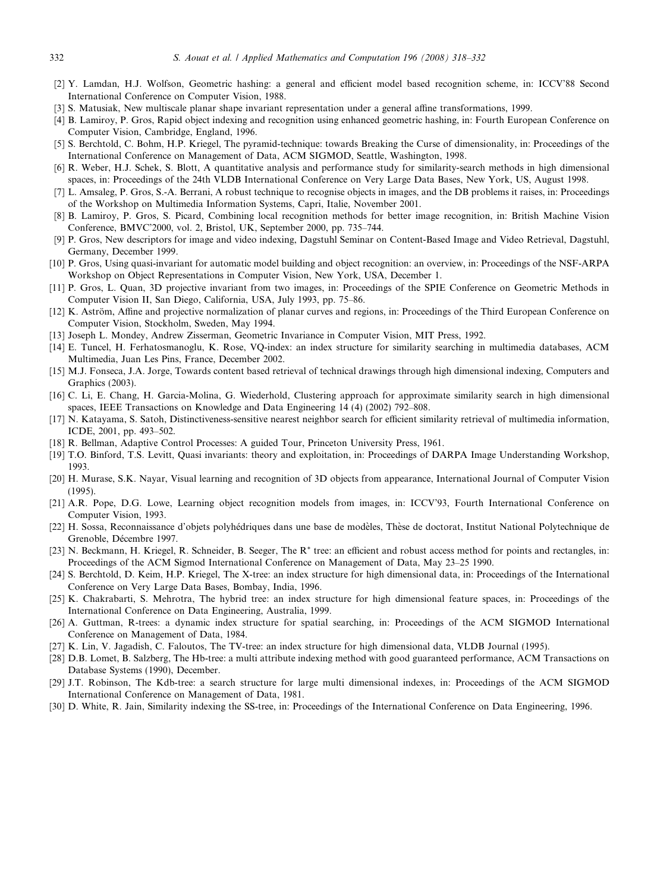[2] Y. Lamdan, H.J. Wolfson, Geometric hashing: a general and efficient model based recognition scheme, in: ICCV'88 Second International Conference on Computer Vision, 1988.

[3] S. Matusiak, New multiscale planar shape invariant representation under a general affine transformations, 1999.

[4] B. Lamiroy, P. Gros, Rapid object indexing and recognition using enhanced geometric hashing, in: Fourth European Conference on Computer Vision, Cambridge, England, 1996.

[5] S. Berchtold, C. Bohm, H.P. Kriegel, The pyramid-technique: towards Breaking the Curse of dimensionality, in: Proceedings of the International Conference on Management of Data, ACM SIGMOD, Seattle, Washington, 1998.

[6] R. Weber, H.J. Schek, S. Blott, A quantitative analysis and performance study for similarity-search methods in high dimensional spaces, in: Proceedings of the 24th VLDB International Conference on Very Large Data Bases, New York, US, August 1998.

[7] L. Amsaleg, P. Gros, S.-A. Berrani, A robust technique to recognise objects in images, and the DB problems it raises, in: Proceedings of the Workshop on Multimedia Information Systems, Capri, Italie, November 2001.

[8] B. Lamiroy, P. Gros, S. Picard, Combining local recognition methods for better image recognition, in: British Machine Vision Conference, BMVC'2000, vol. 2, Bristol, UK, September 2000, pp. 735–744.

[9] P. Gros, New descriptors for image and video indexing, Dagstuhl Seminar on Content-Based Image and Video Retrieval, Dagstuhl, Germany, December 1999.

[10] P. Gros, Using quasi-invariant for automatic model building and object recognition: an overview, in: Proceedings of the NSF-ARPA Workshop on Object Representations in Computer Vision, New York, USA, December 1.

[11] P. Gros, L. Quan, 3D projective invariant from two images, in: Proceedings of the SPIE Conference on Geometric Methods in Computer Vision II, San Diego, California, USA, July 1993, pp. 75–86.

[12] K. Aström, Affine and projective normalization of planar curves and regions, in: Proceedings of the Third European Conference on Computer Vision, Stockholm, Sweden, May 1994.

[13] Joseph L. Mondey, Andrew Zisserman, Geometric Invariance in Computer Vision, MIT Press, 1992.

[14] E. Tuncel, H. Ferhatosmanoglu, K. Rose, VQ-index: an index structure for similarity searching in multimedia databases, ACM Multimedia, Juan Les Pins, France, December 2002.

[15] M.J. Fonseca, J.A. Jorge, Towards content based retrieval of technical drawings through high dimensional indexing, Computers and Graphics (2003).

[16] C. Li, E. Chang, H. Garcia-Molina, G. Wiederhold, Clustering approach for approximate similarity search in high dimensional spaces, IEEE Transactions on Knowledge and Data Engineering 14 (4) (2002) 792–808.

[17] N. Katayama, S. Satoh, Distinctiveness-sensitive nearest neighbor search for efficient similarity retrieval of multimedia information, ICDE, 2001, pp. 493–502.

[18] R. Bellman, Adaptive Control Processes: A guided Tour, Princeton University Press, 1961.

[19] T.O. Binford, T.S. Levitt, Quasi invariants: theory and exploitation, in: Proceedings of DARPA Image Understanding Workshop, 1993.

[20] H. Murase, S.K. Nayar, Visual learning and recognition of 3D objects from appearance, International Journal of Computer Vision (1995).

[21] A.R. Pope, D.G. Lowe, Learning object recognition models from images, in: ICCV'93, Fourth International Conference on Computer Vision, 1993.

[22] H. Sossa, Reconnaissance d'objets polyhédriques dans une base de modèles, Thèse de doctorat, Institut National Polytechnique de Grenoble, Décembre 1997.

[23] N. Beckmann, H. Kriegel, R. Schneider, B. Seeger, The R* tree: an efficient and robust access method for points and rectangles, in: Proceedings of the ACM Sigmod International Conference on Management of Data, May 23–25 1990.

[24] S. Berchtold, D. Keim, H.P. Kriegel, The X-tree: an index structure for high dimensional data, in: Proceedings of the International Conference on Very Large Data Bases, Bombay, India, 1996.

[25] K. Chakrabarti, S. Mehrotra, The hybrid tree: an index structure for high dimensional feature spaces, in: Proceedings of the International Conference on Data Engineering, Australia, 1999.

[26] A. Guttman, R-trees: a dynamic index structure for spatial searching, in: Proceedings of the ACM SIGMOD International Conference on Management of Data, 1984.

[27] K. Lin, V. Jagadish, C. Faloutos, The TV-tree: an index structure for high dimensional data, VLDB Journal (1995).

[28] D.B. Lomet, B. Salzberg, The Hb-tree: a multi attribute indexing method with good guaranteed performance, ACM Transactions on Database Systems (1990), December.

[29] J.T. Robinson, The Kdb-tree: a search structure for large multi dimensional indexes, in: Proceedings of the ACM SIGMOD International Conference on Management of Data, 1981.

[30] D. White, R. Jain, Similarity indexing the SS-tree, in: Proceedings of the International Conference on Data Engineering, 1996.